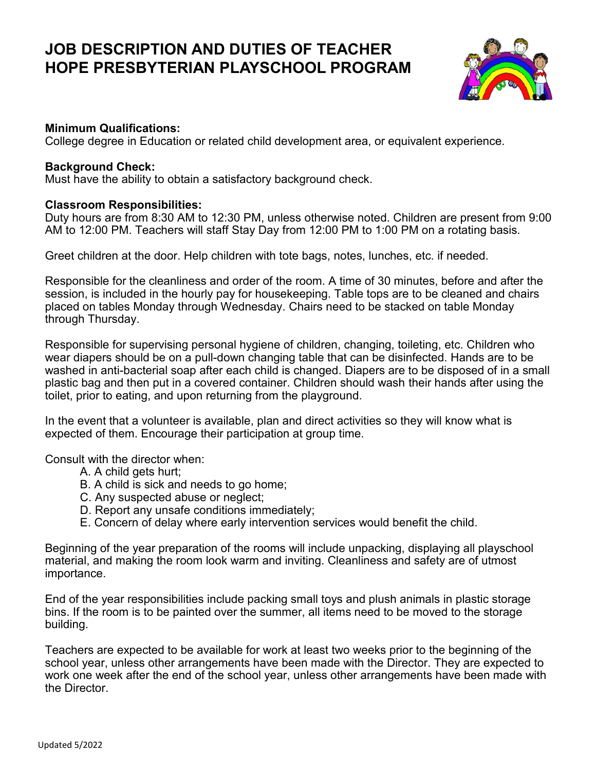# JOB DESCRIPTION AND DUTIES OF TEACHER
# HOPE PRESBYTERIAN PLAYSCHOOL PROGRAM

**Minimum Qualifications:**
College degree in Education or related child development area, or equivalent experience.

**Background Check:**
Must have the ability to obtain a satisfactory background check.

**Classroom Responsibilities:**
Duty hours are from 8:30 AM to 12:30 PM, unless otherwise noted. Children are present from 9:00 AM to 12:00 PM. Teachers will staff Stay Day from 12:00 PM to 1:00 PM on a rotating basis.

Greet children at the door. Help children with tote bags, notes, lunches, etc. if needed.

Responsible for the cleanliness and order of the room. A time of 30 minutes, before and after the session, is included in the hourly pay for housekeeping. Table tops are to be cleaned and chairs placed on tables Monday through Wednesday. Chairs need to be stacked on table Monday through Thursday.

Responsible for supervising personal hygiene of children, changing, toileting, etc. Children who wear diapers should be on a pull-down changing table that can be disinfected. Hands are to be washed in anti-bacterial soap after each child is changed. Diapers are to be disposed of in a small plastic bag and then put in a covered container. Children should wash their hands after using the toilet, prior to eating, and upon returning from the playground.

In the event that a volunteer is available, plan and direct activities so they will know what is expected of them. Encourage their participation at group time.

Consult with the director when:

A. A child gets hurt;
B. A child is sick and needs to go home;
C. Any suspected abuse or neglect;
D. Report any unsafe conditions immediately;
E. Concern of delay where early intervention services would benefit the child.

Beginning of the year preparation of the rooms will include unpacking, displaying all playschool material, and making the room look warm and inviting. Cleanliness and safety are of utmost importance.

End of the year responsibilities include packing small toys and plush animals in plastic storage bins. If the room is to be painted over the summer, all items need to be moved to the storage building.

Teachers are expected to be available for work at least two weeks prior to the beginning of the school year, unless other arrangements have been made with the Director. They are expected to work one week after the end of the school year, unless other arrangements have been made with the Director.

Updated 5/2022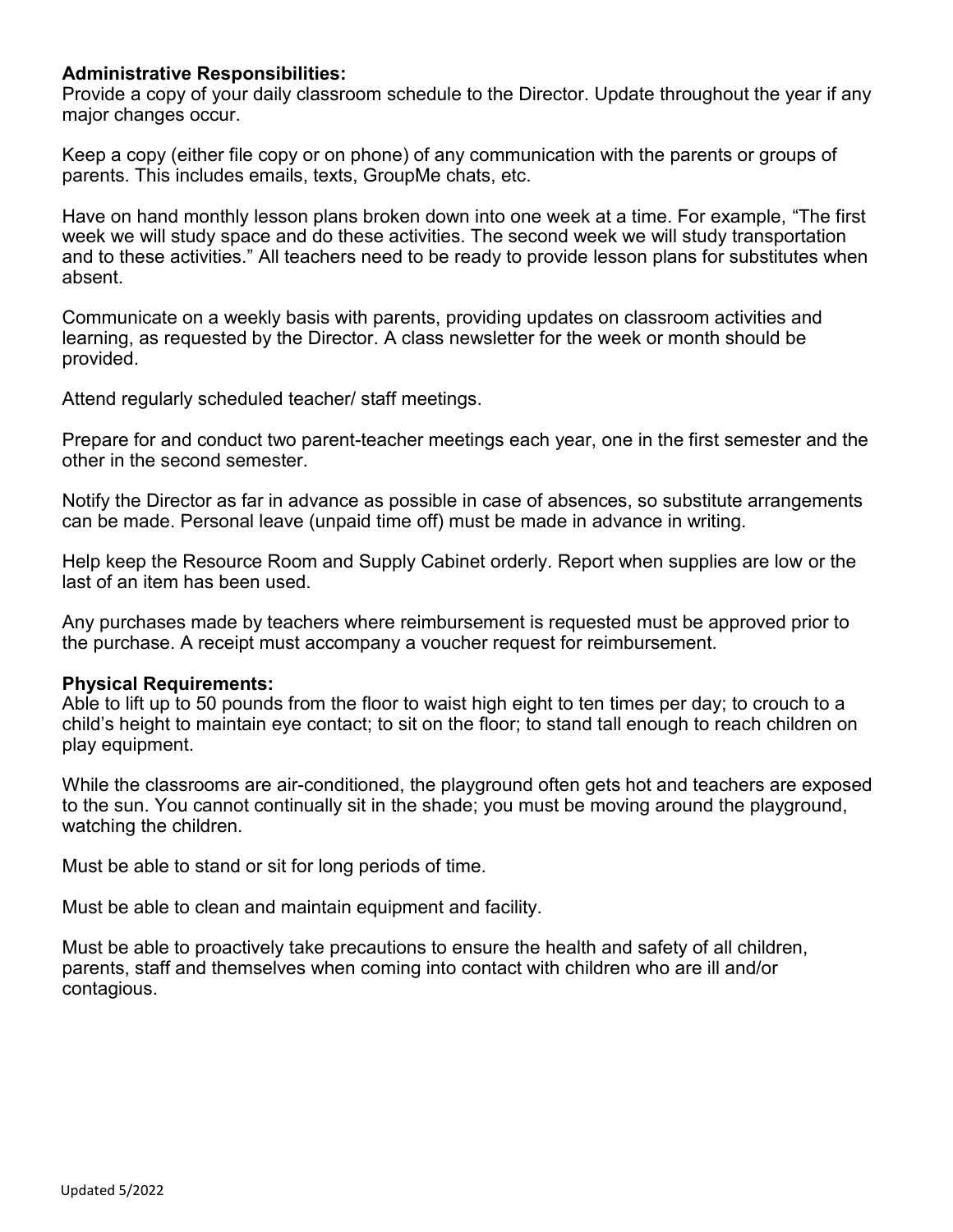**Administrative Responsibilities:**

Provide a copy of your daily classroom schedule to the Director. Update throughout the year if any major changes occur.

Keep a copy (either file copy or on phone) of any communication with the parents or groups of parents. This includes emails, texts, GroupMe chats, etc.

Have on hand monthly lesson plans broken down into one week at a time. For example, "The first week we will study space and do these activities. The second week we will study transportation and to these activities." All teachers need to be ready to provide lesson plans for substitutes when absent.

Communicate on a weekly basis with parents, providing updates on classroom activities and learning, as requested by the Director. A class newsletter for the week or month should be provided.

Attend regularly scheduled teacher/ staff meetings.

Prepare for and conduct two parent-teacher meetings each year, one in the first semester and the other in the second semester.

Notify the Director as far in advance as possible in case of absences, so substitute arrangements can be made. Personal leave (unpaid time off) must be made in advance in writing.

Help keep the Resource Room and Supply Cabinet orderly. Report when supplies are low or the last of an item has been used.

Any purchases made by teachers where reimbursement is requested must be approved prior to the purchase. A receipt must accompany a voucher request for reimbursement.

**Physical Requirements:**

Able to lift up to 50 pounds from the floor to waist high eight to ten times per day; to crouch to a child's height to maintain eye contact; to sit on the floor; to stand tall enough to reach children on play equipment.

While the classrooms are air-conditioned, the playground often gets hot and teachers are exposed to the sun. You cannot continually sit in the shade; you must be moving around the playground, watching the children.

Must be able to stand or sit for long periods of time.

Must be able to clean and maintain equipment and facility.

Must be able to proactively take precautions to ensure the health and safety of all children, parents, staff and themselves when coming into contact with children who are ill and/or contagious.

Updated 5/2022